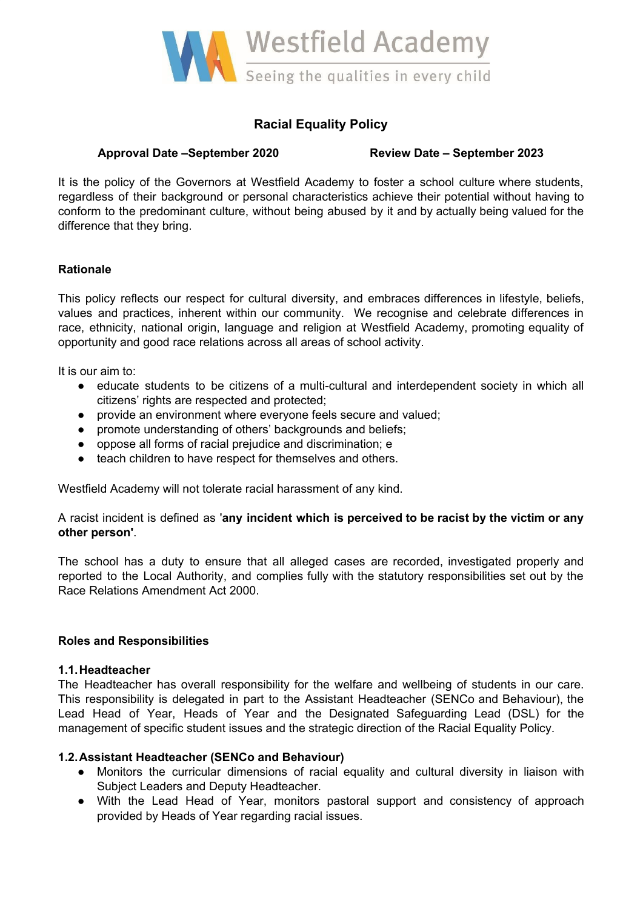Westfield Academy

Seeing the qualities in every child

# Racial Equality Policy

**Approval Date –September 2020** **Review Date – September 2023**

It is the policy of the Governors at Westfield Academy to foster a school culture where students, regardless of their background or personal characteristics achieve their potential without having to conform to the predominant culture, without being abused by it and by actually being valued for the difference that they bring.

## Rationale

This policy reflects our respect for cultural diversity, and embraces differences in lifestyle, beliefs, values and practices, inherent within our community. We recognise and celebrate differences in race, ethnicity, national origin, language and religion at Westfield Academy, promoting equality of opportunity and good race relations across all areas of school activity.

It is our aim to:

- educate students to be citizens of a multi-cultural and interdependent society in which all citizens' rights are respected and protected;
- provide an environment where everyone feels secure and valued;
- promote understanding of others' backgrounds and beliefs;
- oppose all forms of racial prejudice and discrimination; e
- teach children to have respect for themselves and others.

Westfield Academy will not tolerate racial harassment of any kind.

A racist incident is defined as '**any incident which is perceived to be racist by the victim or any other person'**.

The school has a duty to ensure that all alleged cases are recorded, investigated properly and reported to the Local Authority, and complies fully with the statutory responsibilities set out by the Race Relations Amendment Act 2000.

## Roles and Responsibilities

### 1.1. Headteacher

The Headteacher has overall responsibility for the welfare and wellbeing of students in our care. This responsibility is delegated in part to the Assistant Headteacher (SENCo and Behaviour), the Lead Head of Year, Heads of Year and the Designated Safeguarding Lead (DSL) for the management of specific student issues and the strategic direction of the Racial Equality Policy.

### 1.2. Assistant Headteacher (SENCo and Behaviour)

- Monitors the curricular dimensions of racial equality and cultural diversity in liaison with Subject Leaders and Deputy Headteacher.
- With the Lead Head of Year, monitors pastoral support and consistency of approach provided by Heads of Year regarding racial issues.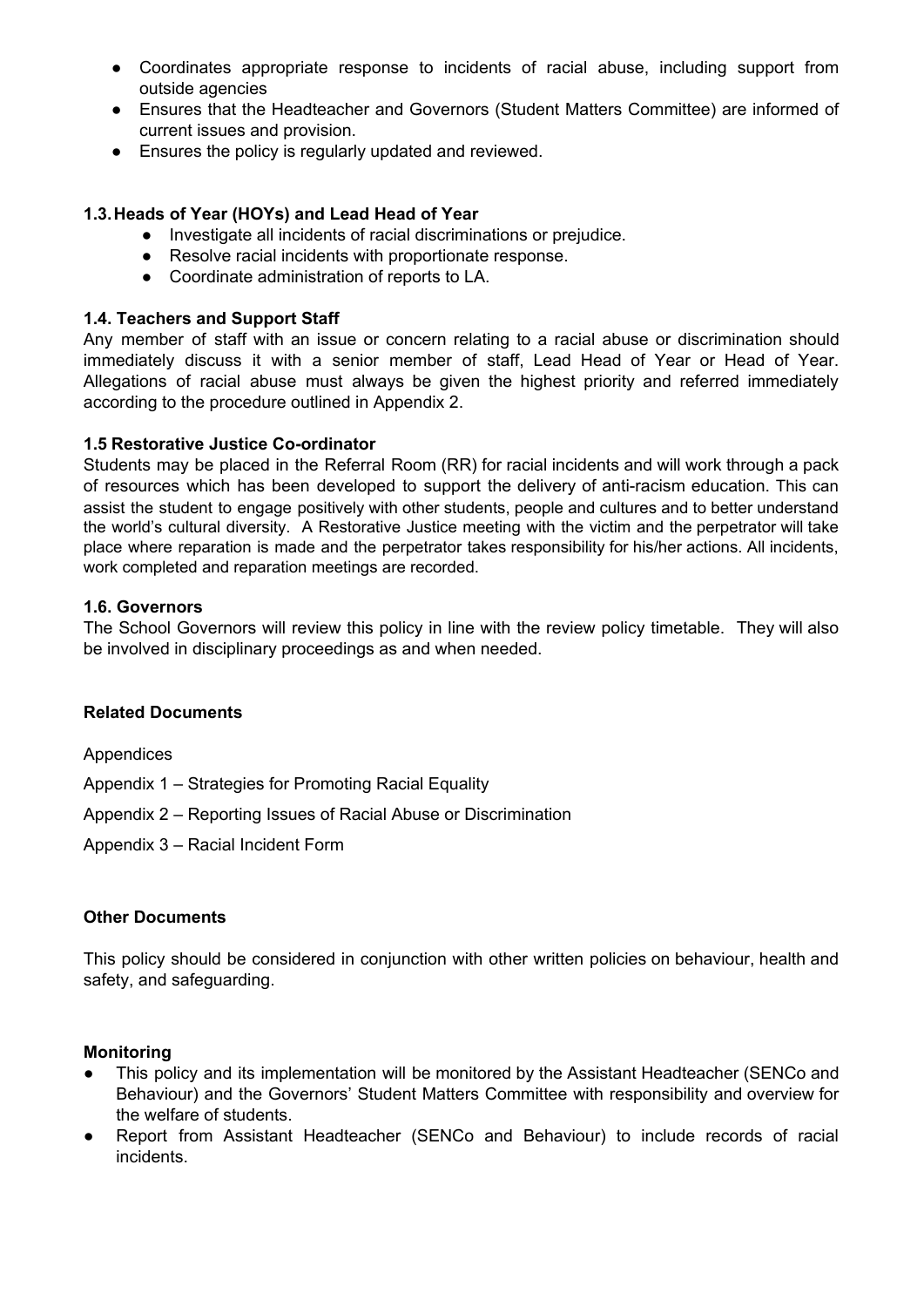- Coordinates appropriate response to incidents of racial abuse, including support from outside agencies
- Ensures that the Headteacher and Governors (Student Matters Committee) are informed of current issues and provision.
- Ensures the policy is regularly updated and reviewed.

### 1.3. Heads of Year (HOYs) and Lead Head of Year

- Investigate all incidents of racial discriminations or prejudice.
- Resolve racial incidents with proportionate response.
- Coordinate administration of reports to LA.

### 1.4. Teachers and Support Staff

Any member of staff with an issue or concern relating to a racial abuse or discrimination should immediately discuss it with a senior member of staff, Lead Head of Year or Head of Year. Allegations of racial abuse must always be given the highest priority and referred immediately according to the procedure outlined in Appendix 2.

### 1.5 Restorative Justice Co-ordinator

Students may be placed in the Referral Room (RR) for racial incidents and will work through a pack of resources which has been developed to support the delivery of anti-racism education. This can assist the student to engage positively with other students, people and cultures and to better understand the world's cultural diversity. A Restorative Justice meeting with the victim and the perpetrator will take place where reparation is made and the perpetrator takes responsibility for his/her actions. All incidents, work completed and reparation meetings are recorded.

### 1.6. Governors

The School Governors will review this policy in line with the review policy timetable. They will also be involved in disciplinary proceedings as and when needed.

**Related Documents**

Appendices

Appendix 1 – Strategies for Promoting Racial Equality

Appendix 2 – Reporting Issues of Racial Abuse or Discrimination

Appendix 3 – Racial Incident Form

**Other Documents**

This policy should be considered in conjunction with other written policies on behaviour, health and safety, and safeguarding.

**Monitoring**

- This policy and its implementation will be monitored by the Assistant Headteacher (SENCo and Behaviour) and the Governors' Student Matters Committee with responsibility and overview for the welfare of students.
- Report from Assistant Headteacher (SENCo and Behaviour) to include records of racial incidents.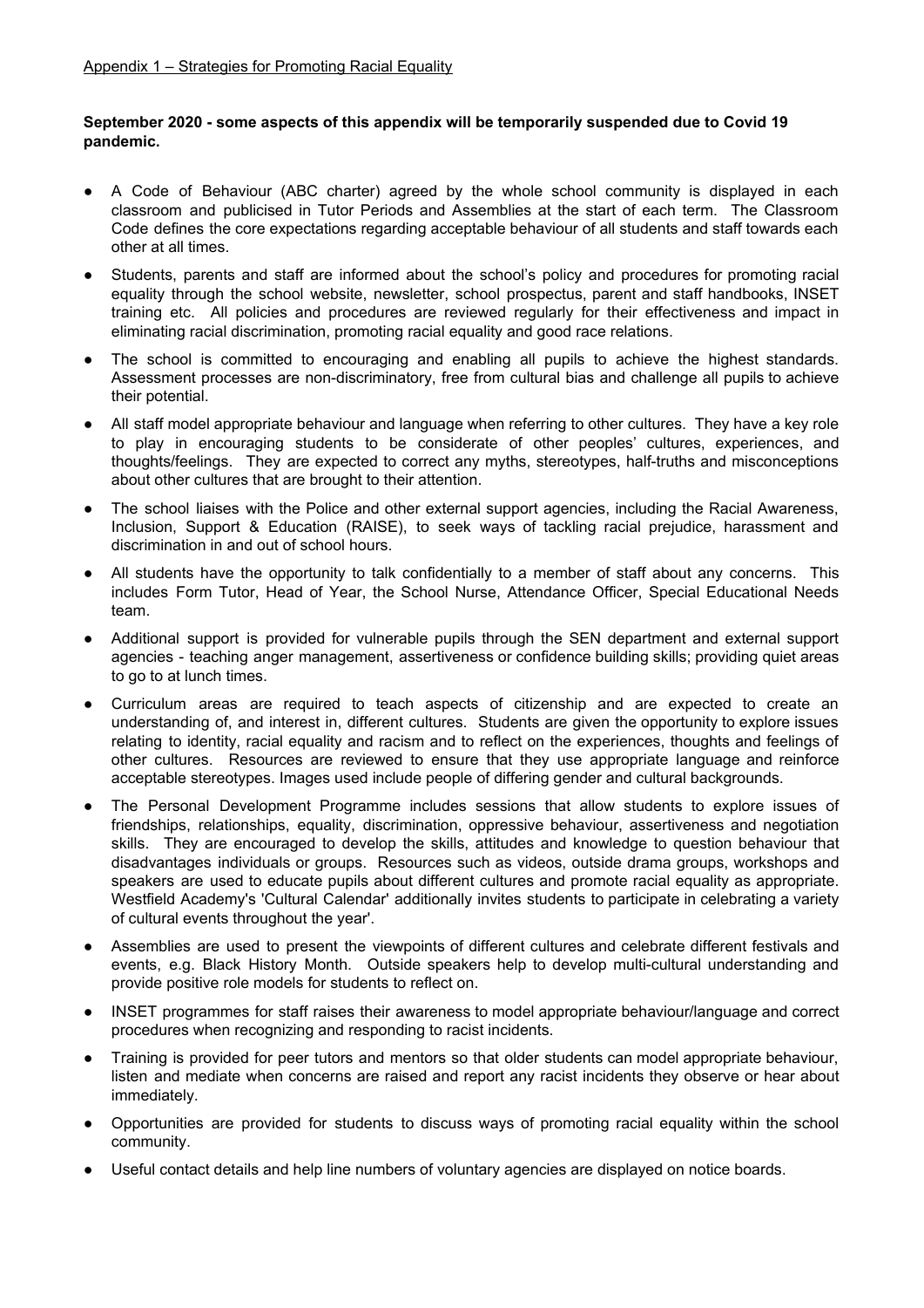Appendix 1 – Strategies for Promoting Racial Equality

**September 2020 - some aspects of this appendix will be temporarily suspended due to Covid 19 pandemic.**

- A Code of Behaviour (ABC charter) agreed by the whole school community is displayed in each classroom and publicised in Tutor Periods and Assemblies at the start of each term. The Classroom Code defines the core expectations regarding acceptable behaviour of all students and staff towards each other at all times.
- Students, parents and staff are informed about the school's policy and procedures for promoting racial equality through the school website, newsletter, school prospectus, parent and staff handbooks, INSET training etc. All policies and procedures are reviewed regularly for their effectiveness and impact in eliminating racial discrimination, promoting racial equality and good race relations.
- The school is committed to encouraging and enabling all pupils to achieve the highest standards. Assessment processes are non-discriminatory, free from cultural bias and challenge all pupils to achieve their potential.
- All staff model appropriate behaviour and language when referring to other cultures. They have a key role to play in encouraging students to be considerate of other peoples' cultures, experiences, and thoughts/feelings. They are expected to correct any myths, stereotypes, half-truths and misconceptions about other cultures that are brought to their attention.
- The school liaises with the Police and other external support agencies, including the Racial Awareness, Inclusion, Support & Education (RAISE), to seek ways of tackling racial prejudice, harassment and discrimination in and out of school hours.
- All students have the opportunity to talk confidentially to a member of staff about any concerns. This includes Form Tutor, Head of Year, the School Nurse, Attendance Officer, Special Educational Needs team.
- Additional support is provided for vulnerable pupils through the SEN department and external support agencies - teaching anger management, assertiveness or confidence building skills; providing quiet areas to go to at lunch times.
- Curriculum areas are required to teach aspects of citizenship and are expected to create an understanding of, and interest in, different cultures. Students are given the opportunity to explore issues relating to identity, racial equality and racism and to reflect on the experiences, thoughts and feelings of other cultures. Resources are reviewed to ensure that they use appropriate language and reinforce acceptable stereotypes. Images used include people of differing gender and cultural backgrounds.
- The Personal Development Programme includes sessions that allow students to explore issues of friendships, relationships, equality, discrimination, oppressive behaviour, assertiveness and negotiation skills. They are encouraged to develop the skills, attitudes and knowledge to question behaviour that disadvantages individuals or groups. Resources such as videos, outside drama groups, workshops and speakers are used to educate pupils about different cultures and promote racial equality as appropriate. Westfield Academy's 'Cultural Calendar' additionally invites students to participate in celebrating a variety of cultural events throughout the year'.
- Assemblies are used to present the viewpoints of different cultures and celebrate different festivals and events, e.g. Black History Month. Outside speakers help to develop multi-cultural understanding and provide positive role models for students to reflect on.
- INSET programmes for staff raises their awareness to model appropriate behaviour/language and correct procedures when recognizing and responding to racist incidents.
- Training is provided for peer tutors and mentors so that older students can model appropriate behaviour, listen and mediate when concerns are raised and report any racist incidents they observe or hear about immediately.
- Opportunities are provided for students to discuss ways of promoting racial equality within the school community.
- Useful contact details and help line numbers of voluntary agencies are displayed on notice boards.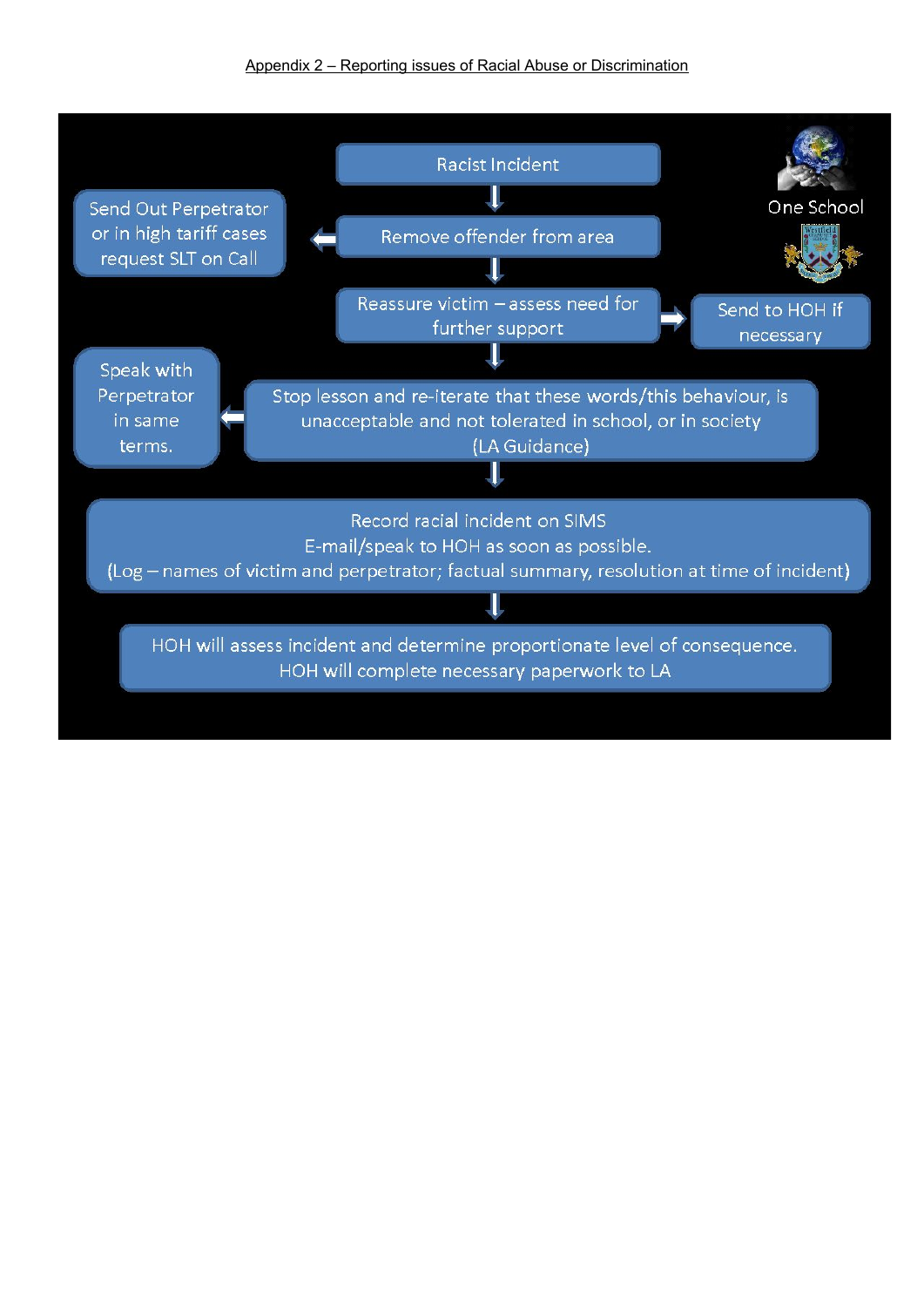Appendix 2 – Reporting issues of Racial Abuse or Discrimination

One School

- Racist Incident
- Remove offender from area
  - → Send Out Perpetrator or in high tariff cases request SLT on Call
- Reassure victim – assess need for further support
  - → Send to HOH if necessary
- Stop lesson and re-iterate that these words/this behaviour, is unacceptable and not tolerated in school, or in society (LA Guidance)
  - → Speak with Perpetrator in same terms.
- Record racial incident on SIMS
  E-mail/speak to HOH as soon as possible.
  (Log – names of victim and perpetrator; factual summary, resolution at time of incident)
- HOH will assess incident and determine proportionate level of consequence.
  HOH will complete necessary paperwork to LA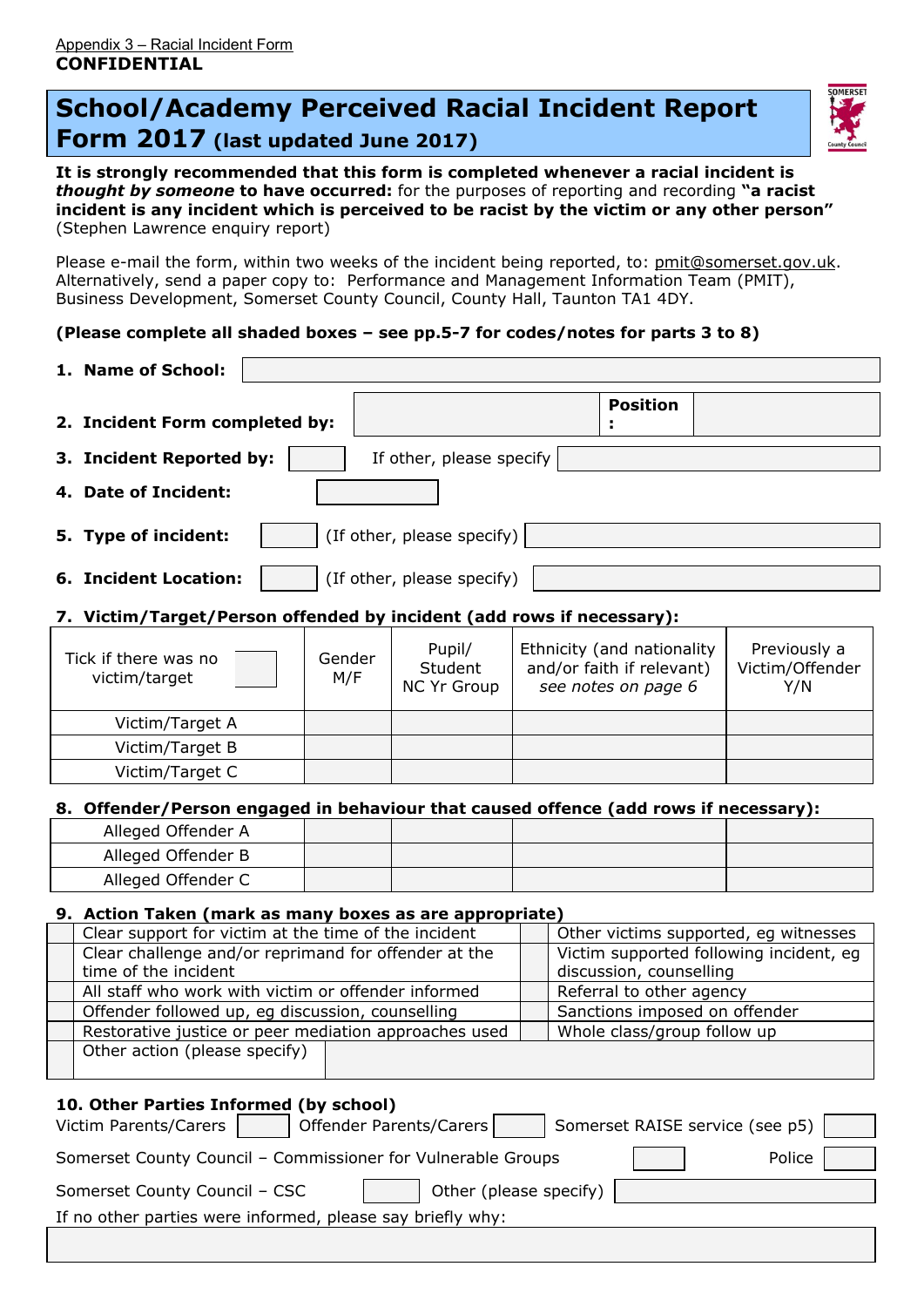Appendix 3 – Racial Incident Form

**CONFIDENTIAL**

# School/Academy Perceived Racial Incident Report Form 2017 (last updated June 2017)

**It is strongly recommended that this form is completed whenever a racial incident is *thought by someone* to have occurred:** for the purposes of reporting and recording **"a racist incident is any incident which is perceived to be racist by the victim or any other person"** (Stephen Lawrence enquiry report)

Please e-mail the form, within two weeks of the incident being reported, to: pmit@somerset.gov.uk. Alternatively, send a paper copy to: Performance and Management Information Team (PMIT), Business Development, Somerset County Council, County Hall, Taunton TA1 4DY.

**(Please complete all shaded boxes – see pp.5-7 for codes/notes for parts 3 to 8)**

**1. Name of School:**

**2. Incident Form completed by:** &nbsp;&nbsp;&nbsp; **Position :**

**3. Incident Reported by:** &nbsp;&nbsp;&nbsp; If other, please specify

**4. Date of Incident:**

**5. Type of incident:** &nbsp;&nbsp;&nbsp; (If other, please specify)

**6. Incident Location:** &nbsp;&nbsp;&nbsp; (If other, please specify)

**7. Victim/Target/Person offended by incident (add rows if necessary):**

| Tick if there was no victim/target | Gender M/F | Pupil/ Student NC Yr Group | Ethnicity (and nationality and/or faith if relevant) *see notes on page 6* | Previously a Victim/Offender Y/N |
|---|---|---|---|---|
| Victim/Target A | | | | |
| Victim/Target B | | | | |
| Victim/Target C | | | | |

**8. Offender/Person engaged in behaviour that caused offence (add rows if necessary):**

| | | | | |
|---|---|---|---|---|
| Alleged Offender A | | | | |
| Alleged Offender B | | | | |
| Alleged Offender C | | | | |

**9. Action Taken (mark as many boxes as are appropriate)**

| | | | |
|---|---|---|---|
| | Clear support for victim at the time of the incident | | Other victims supported, eg witnesses |
| | Clear challenge and/or reprimand for offender at the time of the incident | | Victim supported following incident, eg discussion, counselling |
| | All staff who work with victim or offender informed | | Referral to other agency |
| | Offender followed up, eg discussion, counselling | | Sanctions imposed on offender |
| | Restorative justice or peer mediation approaches used | | Whole class/group follow up |
| | Other action (please specify) | | |

**10. Other Parties Informed (by school)**

Victim Parents/Carers &nbsp;&nbsp;&nbsp; Offender Parents/Carers &nbsp;&nbsp;&nbsp; Somerset RAISE service (see p5)

Somerset County Council – Commissioner for Vulnerable Groups &nbsp;&nbsp;&nbsp; Police

Somerset County Council – CSC &nbsp;&nbsp;&nbsp; Other (please specify)

If no other parties were informed, please say briefly why: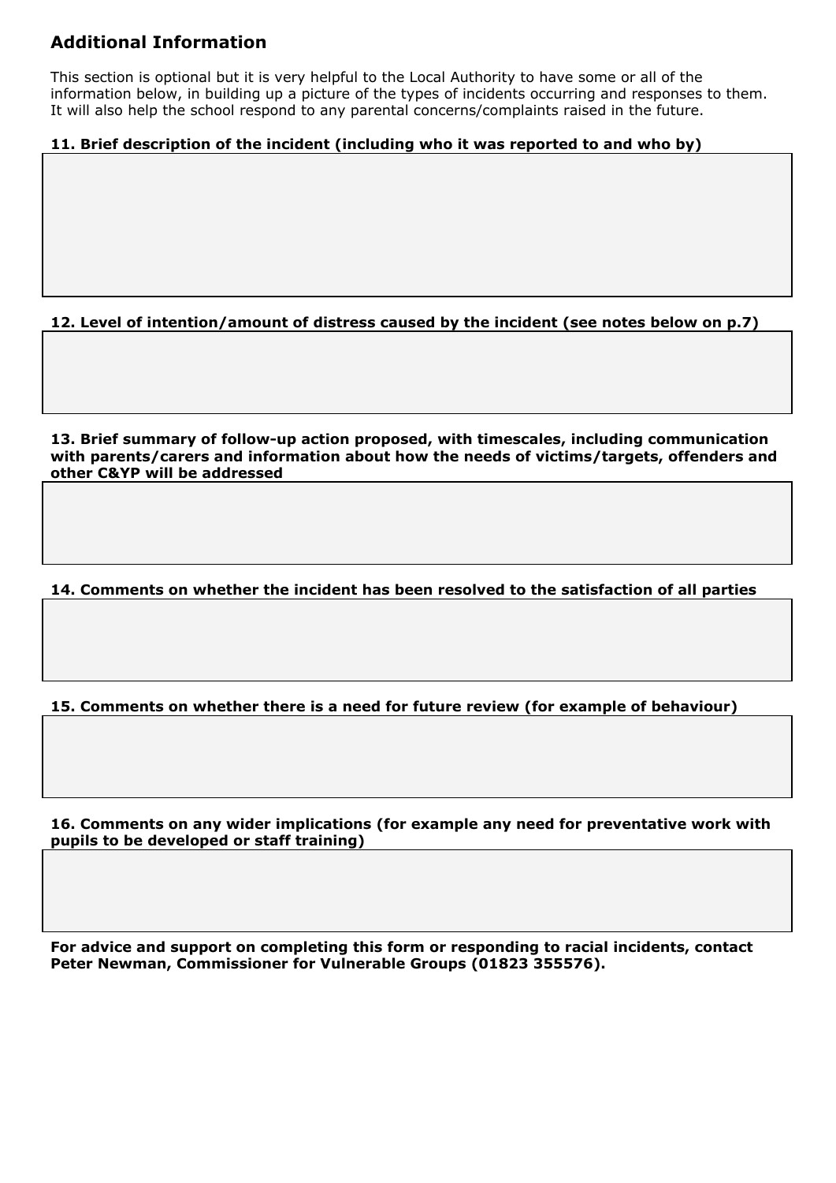## Additional Information

This section is optional but it is very helpful to the Local Authority to have some or all of the information below, in building up a picture of the types of incidents occurring and responses to them. It will also help the school respond to any parental concerns/complaints raised in the future.

**11. Brief description of the incident (including who it was reported to and who by)**

**12. Level of intention/amount of distress caused by the incident (see notes below on p.7)**

**13. Brief summary of follow-up action proposed, with timescales, including communication with parents/carers and information about how the needs of victims/targets, offenders and other C&YP will be addressed**

**14. Comments on whether the incident has been resolved to the satisfaction of all parties**

**15. Comments on whether there is a need for future review (for example of behaviour)**

**16. Comments on any wider implications (for example any need for preventative work with pupils to be developed or staff training)**

**For advice and support on completing this form or responding to racial incidents, contact Peter Newman, Commissioner for Vulnerable Groups (01823 355576).**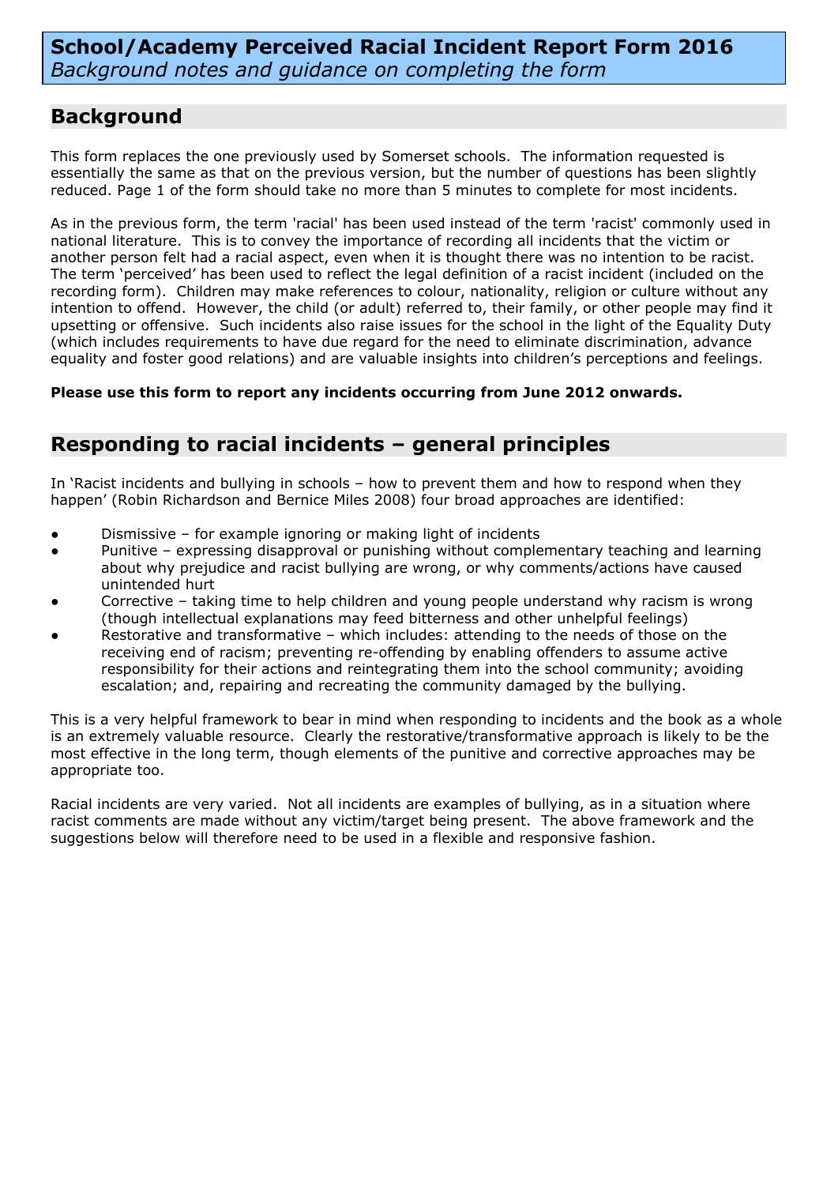# School/Academy Perceived Racial Incident Report Form 2016

*Background notes and guidance on completing the form*

## Background

This form replaces the one previously used by Somerset schools. The information requested is essentially the same as that on the previous version, but the number of questions has been slightly reduced. Page 1 of the form should take no more than 5 minutes to complete for most incidents.

As in the previous form, the term 'racial' has been used instead of the term 'racist' commonly used in national literature. This is to convey the importance of recording all incidents that the victim or another person felt had a racial aspect, even when it is thought there was no intention to be racist. The term 'perceived' has been used to reflect the legal definition of a racist incident (included on the recording form). Children may make references to colour, nationality, religion or culture without any intention to offend. However, the child (or adult) referred to, their family, or other people may find it upsetting or offensive. Such incidents also raise issues for the school in the light of the Equality Duty (which includes requirements to have due regard for the need to eliminate discrimination, advance equality and foster good relations) and are valuable insights into children's perceptions and feelings.

**Please use this form to report any incidents occurring from June 2012 onwards.**

## Responding to racial incidents – general principles

In 'Racist incidents and bullying in schools – how to prevent them and how to respond when they happen' (Robin Richardson and Bernice Miles 2008) four broad approaches are identified:

- Dismissive – for example ignoring or making light of incidents
- Punitive – expressing disapproval or punishing without complementary teaching and learning about why prejudice and racist bullying are wrong, or why comments/actions have caused unintended hurt
- Corrective – taking time to help children and young people understand why racism is wrong (though intellectual explanations may feed bitterness and other unhelpful feelings)
- Restorative and transformative – which includes: attending to the needs of those on the receiving end of racism; preventing re-offending by enabling offenders to assume active responsibility for their actions and reintegrating them into the school community; avoiding escalation; and, repairing and recreating the community damaged by the bullying.

This is a very helpful framework to bear in mind when responding to incidents and the book as a whole is an extremely valuable resource. Clearly the restorative/transformative approach is likely to be the most effective in the long term, though elements of the punitive and corrective approaches may be appropriate too.

Racial incidents are very varied. Not all incidents are examples of bullying, as in a situation where racist comments are made without any victim/target being present. The above framework and the suggestions below will therefore need to be used in a flexible and responsive fashion.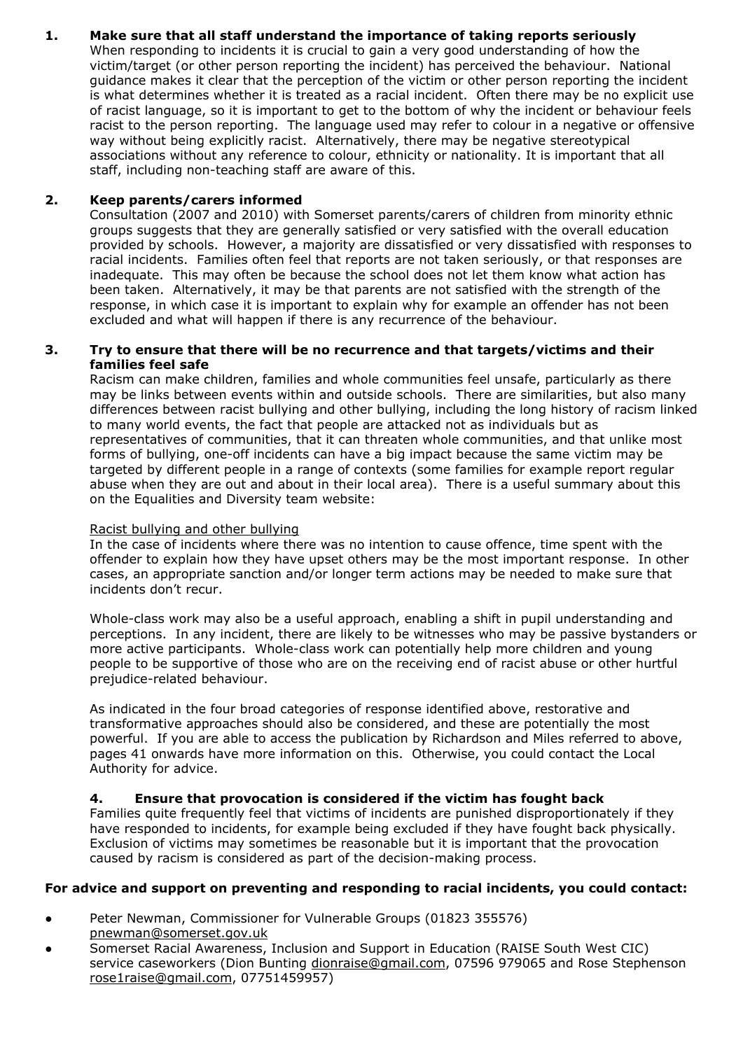**1. Make sure that all staff understand the importance of taking reports seriously**

When responding to incidents it is crucial to gain a very good understanding of how the victim/target (or other person reporting the incident) has perceived the behaviour. National guidance makes it clear that the perception of the victim or other person reporting the incident is what determines whether it is treated as a racial incident. Often there may be no explicit use of racist language, so it is important to get to the bottom of why the incident or behaviour feels racist to the person reporting. The language used may refer to colour in a negative or offensive way without being explicitly racist. Alternatively, there may be negative stereotypical associations without any reference to colour, ethnicity or nationality. It is important that all staff, including non-teaching staff are aware of this.

**2. Keep parents/carers informed**

Consultation (2007 and 2010) with Somerset parents/carers of children from minority ethnic groups suggests that they are generally satisfied or very satisfied with the overall education provided by schools. However, a majority are dissatisfied or very dissatisfied with responses to racial incidents. Families often feel that reports are not taken seriously, or that responses are inadequate. This may often be because the school does not let them know what action has been taken. Alternatively, it may be that parents are not satisfied with the strength of the response, in which case it is important to explain why for example an offender has not been excluded and what will happen if there is any recurrence of the behaviour.

**3. Try to ensure that there will be no recurrence and that targets/victims and their families feel safe**

Racism can make children, families and whole communities feel unsafe, particularly as there may be links between events within and outside schools. There are similarities, but also many differences between racist bullying and other bullying, including the long history of racism linked to many world events, the fact that people are attacked not as individuals but as representatives of communities, that it can threaten whole communities, and that unlike most forms of bullying, one-off incidents can have a big impact because the same victim may be targeted by different people in a range of contexts (some families for example report regular abuse when they are out and about in their local area). There is a useful summary about this on the Equalities and Diversity team website:

Racist bullying and other bullying

In the case of incidents where there was no intention to cause offence, time spent with the offender to explain how they have upset others may be the most important response. In other cases, an appropriate sanction and/or longer term actions may be needed to make sure that incidents don't recur.

Whole-class work may also be a useful approach, enabling a shift in pupil understanding and perceptions. In any incident, there are likely to be witnesses who may be passive bystanders or more active participants. Whole-class work can potentially help more children and young people to be supportive of those who are on the receiving end of racist abuse or other hurtful prejudice-related behaviour.

As indicated in the four broad categories of response identified above, restorative and transformative approaches should also be considered, and these are potentially the most powerful. If you are able to access the publication by Richardson and Miles referred to above, pages 41 onwards have more information on this. Otherwise, you could contact the Local Authority for advice.

**4. Ensure that provocation is considered if the victim has fought back**

Families quite frequently feel that victims of incidents are punished disproportionately if they have responded to incidents, for example being excluded if they have fought back physically. Exclusion of victims may sometimes be reasonable but it is important that the provocation caused by racism is considered as part of the decision-making process.

**For advice and support on preventing and responding to racial incidents, you could contact:**

- Peter Newman, Commissioner for Vulnerable Groups (01823 355576) pnewman@somerset.gov.uk
- Somerset Racial Awareness, Inclusion and Support in Education (RAISE South West CIC) service caseworkers (Dion Bunting dionraise@gmail.com, 07596 979065 and Rose Stephenson rose1raise@gmail.com, 07751459957)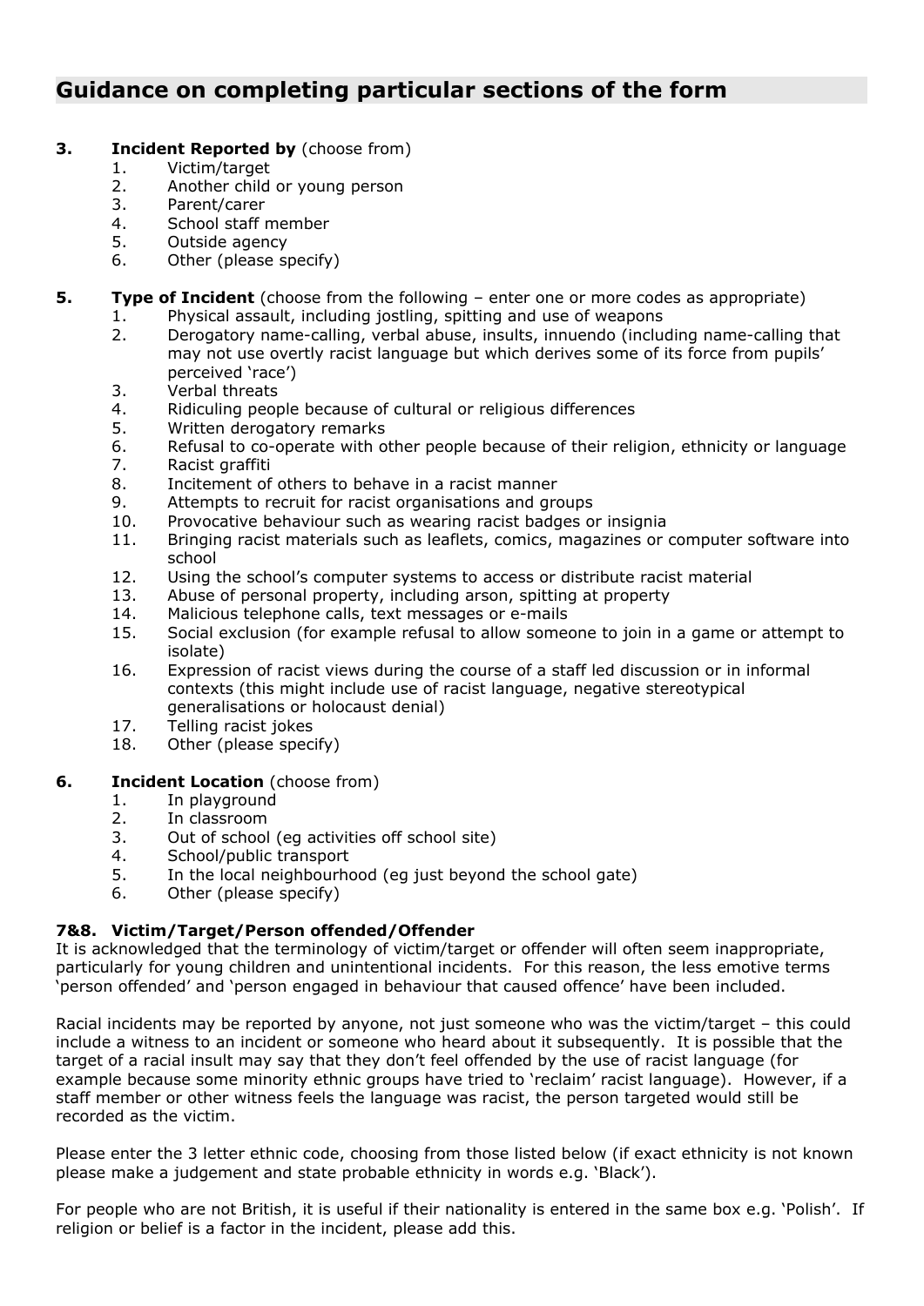# Guidance on completing particular sections of the form

**3. Incident Reported by** (choose from)

1. Victim/target
2. Another child or young person
3. Parent/carer
4. School staff member
5. Outside agency
6. Other (please specify)

**5. Type of Incident** (choose from the following – enter one or more codes as appropriate)

1. Physical assault, including jostling, spitting and use of weapons
2. Derogatory name-calling, verbal abuse, insults, innuendo (including name-calling that may not use overtly racist language but which derives some of its force from pupils' perceived 'race')
3. Verbal threats
4. Ridiculing people because of cultural or religious differences
5. Written derogatory remarks
6. Refusal to co-operate with other people because of their religion, ethnicity or language
7. Racist graffiti
8. Incitement of others to behave in a racist manner
9. Attempts to recruit for racist organisations and groups
10. Provocative behaviour such as wearing racist badges or insignia
11. Bringing racist materials such as leaflets, comics, magazines or computer software into school
12. Using the school's computer systems to access or distribute racist material
13. Abuse of personal property, including arson, spitting at property
14. Malicious telephone calls, text messages or e-mails
15. Social exclusion (for example refusal to allow someone to join in a game or attempt to isolate)
16. Expression of racist views during the course of a staff led discussion or in informal contexts (this might include use of racist language, negative stereotypical generalisations or holocaust denial)
17. Telling racist jokes
18. Other (please specify)

**6. Incident Location** (choose from)

1. In playground
2. In classroom
3. Out of school (eg activities off school site)
4. School/public transport
5. In the local neighbourhood (eg just beyond the school gate)
6. Other (please specify)

**7&8. Victim/Target/Person offended/Offender**

It is acknowledged that the terminology of victim/target or offender will often seem inappropriate, particularly for young children and unintentional incidents. For this reason, the less emotive terms 'person offended' and 'person engaged in behaviour that caused offence' have been included.

Racial incidents may be reported by anyone, not just someone who was the victim/target – this could include a witness to an incident or someone who heard about it subsequently. It is possible that the target of a racial insult may say that they don't feel offended by the use of racist language (for example because some minority ethnic groups have tried to 'reclaim' racist language). However, if a staff member or other witness feels the language was racist, the person targeted would still be recorded as the victim.

Please enter the 3 letter ethnic code, choosing from those listed below (if exact ethnicity is not known please make a judgement and state probable ethnicity in words e.g. 'Black').

For people who are not British, it is useful if their nationality is entered in the same box e.g. 'Polish'. If religion or belief is a factor in the incident, please add this.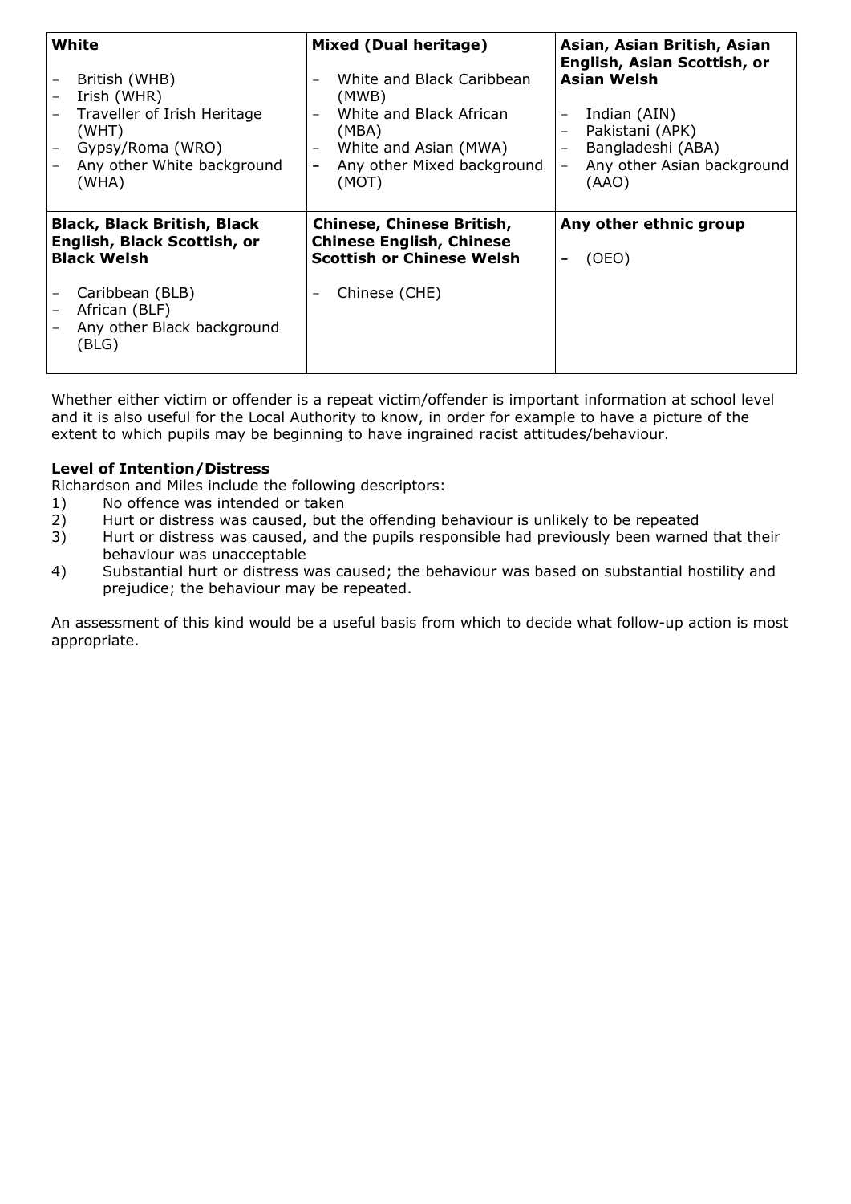| White | Mixed (Dual heritage) | Asian, Asian British, Asian English, Asian Scottish, or Asian Welsh |
|---|---|---|
| – British (WHB)<br>– Irish (WHR)<br>– Traveller of Irish Heritage (WHT)<br>– Gypsy/Roma (WRO)<br>– Any other White background (WHA) | – White and Black Caribbean (MWB)<br>– White and Black African (MBA)<br>– White and Asian (MWA)<br>– Any other Mixed background (MOT) | – Indian (AIN)<br>– Pakistani (APK)<br>– Bangladeshi (ABA)<br>– Any other Asian background (AAO) |
| **Black, Black British, Black English, Black Scottish, or Black Welsh** | **Chinese, Chinese British, Chinese English, Chinese Scottish or Chinese Welsh** | **Any other ethnic group** |
| – Caribbean (BLB)<br>– African (BLF)<br>– Any other Black background (BLG) | – Chinese (CHE) | – (OEO) |

Whether either victim or offender is a repeat victim/offender is important information at school level and it is also useful for the Local Authority to know, in order for example to have a picture of the extent to which pupils may be beginning to have ingrained racist attitudes/behaviour.

**Level of Intention/Distress**

Richardson and Miles include the following descriptors:

1) No offence was intended or taken
2) Hurt or distress was caused, but the offending behaviour is unlikely to be repeated
3) Hurt or distress was caused, and the pupils responsible had previously been warned that their behaviour was unacceptable
4) Substantial hurt or distress was caused; the behaviour was based on substantial hostility and prejudice; the behaviour may be repeated.

An assessment of this kind would be a useful basis from which to decide what follow-up action is most appropriate.